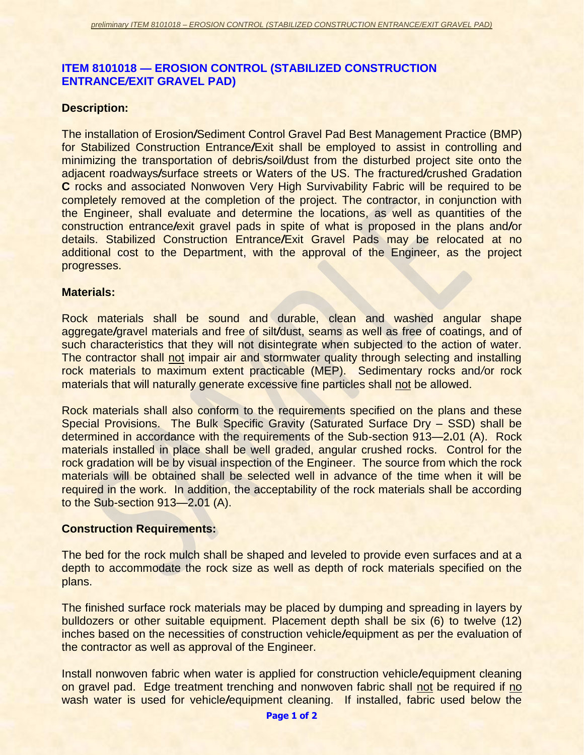# ITEM 8101018 — EROSION CONTROL (STABILIZED CONSTRUCTION ENTRANCE/EXIT GRAVEL PAD)

## Description:

The installation of Erosion/Sediment Control Gravel Pad Best Management Practice (BMP) for Stabilized Construction Entrance/Exit shall be employed to assist in controlling and minimizing the transportation of debris/soil/dust from the disturbed project site onto the adjacent roadways/surface streets or Waters of the US. The fractured/crushed Gradation **C** rocks and associated Nonwoven Very High Survivability Fabric will be required to be completely removed at the completion of the project. The contractor, in conjunction with the Engineer, shall evaluate and determine the locations, as well as quantities of the construction entrance/exit gravel pads in spite of what is proposed in the plans and/or details. Stabilized Construction Entrance/Exit Gravel Pads may be relocated at no additional cost to the Department, with the approval of the Engineer, as the project progresses.

## Materials:

Rock materials shall be sound and durable, clean and washed angular shape aggregate/gravel materials and free of silt/dust, seams as well as free of coatings, and of such characteristics that they will not disintegrate when subjected to the action of water. The contractor shall not impair air and stormwater quality through selecting and installing rock materials to maximum extent practicable (MEP). Sedimentary rocks and/or rock materials that will naturally generate excessive fine particles shall not be allowed.

Rock materials shall also conform to the requirements specified on the plans and these Special Provisions. The Bulk Specific Gravity (Saturated Surface Dry – SSD) shall be determined in accordance with the requirements of the Sub-section 913—2.01 (A). Rock materials installed in place shall be well graded, angular crushed rocks. Control for the rock gradation will be by visual inspection of the Engineer. The source from which the rock materials will be obtained shall be selected well in advance of the time when it will be required in the work. In addition, the acceptability of the rock materials shall be according to the Sub-section 913—2.01 (A).

## Construction Requirements:

The bed for the rock mulch shall be shaped and leveled to provide even surfaces and at a depth to accommodate the rock size as well as depth of rock materials specified on the plans.

The finished surface rock materials may be placed by dumping and spreading in layers by bulldozers or other suitable equipment. Placement depth shall be six (6) to twelve (12) inches based on the necessities of construction vehicle/equipment as per the evaluation of the contractor as well as approval of the Engineer.

Install nonwoven fabric when water is applied for construction vehicle/equipment cleaning on gravel pad. Edge treatment trenching and nonwoven fabric shall not be required if no wash water is used for vehicle/equipment cleaning. If installed, fabric used below the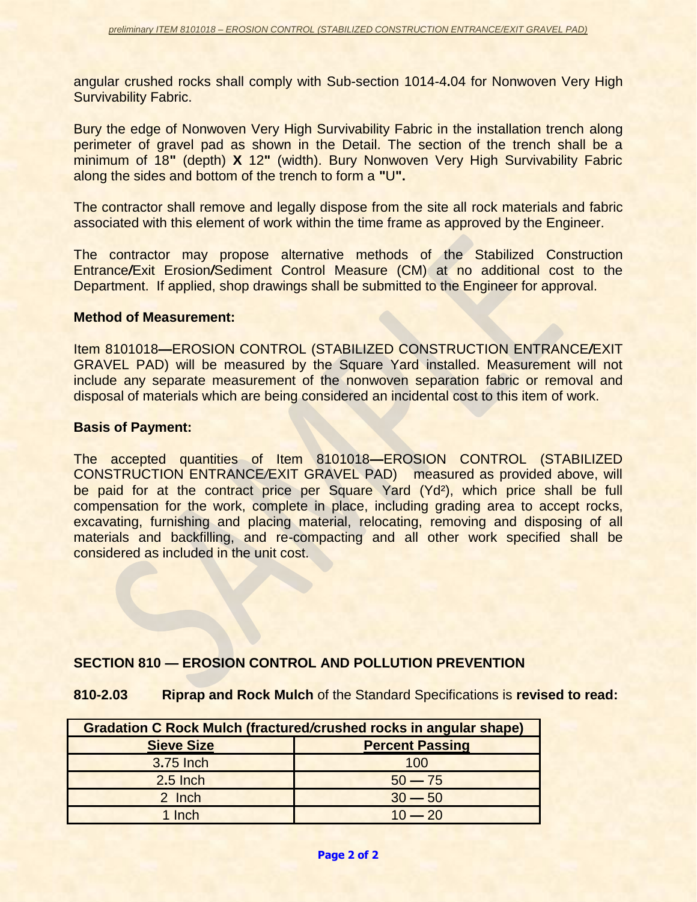angular crushed rocks shall comply with Sub-section 1014-4.04 for Nonwoven Very High Survivability Fabric.

Bury the edge of Nonwoven Very High Survivability Fabric in the installation trench along perimeter of gravel pad as shown in the Detail. The section of the trench shall be a minimum of 18**"** (depth) **X** 12**"** (width). Bury Nonwoven Very High Survivability Fabric along the sides and bottom of the trench to form a **"**U**".**

The contractor shall remove and legally dispose from the site all rock materials and fabric associated with this element of work within the time frame as approved by the Engineer.

The contractor may propose alternative methods of the Stabilized Construction Entrance/Exit Erosion/Sediment Control Measure (CM) at no additional cost to the Department. If applied, shop drawings shall be submitted to the Engineer for approval.

**Method of Measurement:**

Item 8101018—EROSION CONTROL (STABILIZED CONSTRUCTION ENTRANCE/EXIT GRAVEL PAD) will be measured by the Square Yard installed. Measurement will not include any separate measurement of the nonwoven separation fabric or removal and disposal of materials which are being considered an incidental cost to this item of work.

**Basis of Payment:**

The accepted quantities of Item 8101018—EROSION CONTROL (STABILIZED CONSTRUCTION ENTRANCE/EXIT GRAVEL PAD) measured as provided above, will be paid for at the contract price per Square Yard ($Yd^2$), which price shall be full compensation for the work, complete in place, including grading area to accept rocks, excavating, furnishing and placing material, relocating, removing and disposing of all materials and backfilling, and re-compacting and all other work specified shall be considered as included in the unit cost.

**SECTION 810 — EROSION CONTROL AND POLLUTION PREVENTION**

**810-2.03** **Riprap and Rock Mulch** of the Standard Specifications is **revised to read:**

| **Gradation C Rock Mulch (fractured/crushed rocks in angular shape)** | |
|---|---|
| **Sieve Size** | **Percent Passing** |
| 3.75 Inch | 100 |
| 2.5 Inch | 50 — 75 |
| 2 Inch | 30 — 50 |
| 1 Inch | 10 — 20 |